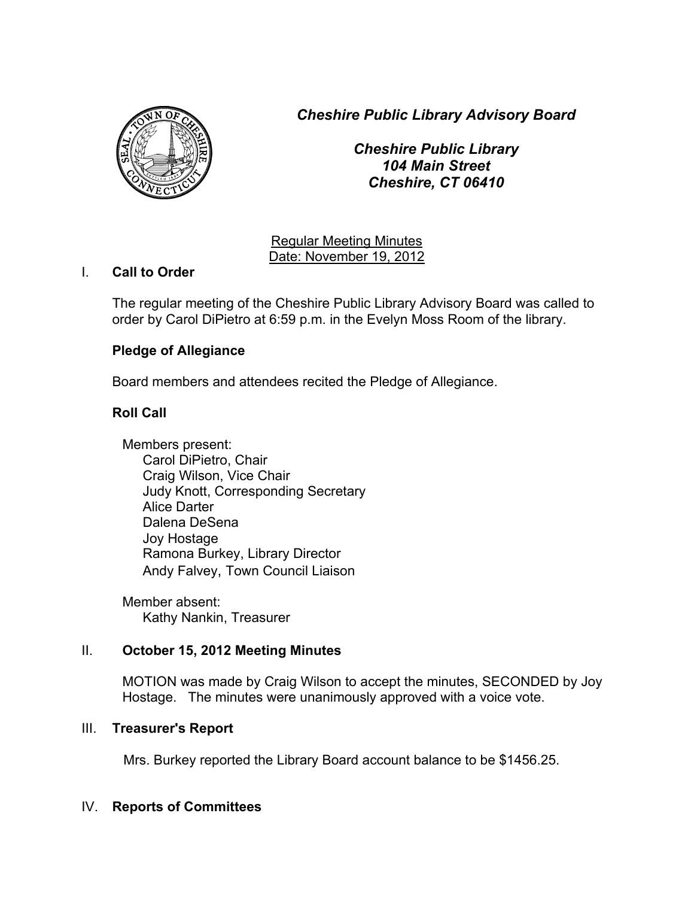***Cheshire Public Library Advisory Board***

***Cheshire Public Library***
***104 Main Street***
***Cheshire, CT 06410***

Regular Meeting Minutes
Date: November 19, 2012

## I. Call to Order

The regular meeting of the Cheshire Public Library Advisory Board was called to order by Carol DiPietro at 6:59 p.m. in the Evelyn Moss Room of the library.

### Pledge of Allegiance

Board members and attendees recited the Pledge of Allegiance.

### Roll Call

Members present:
- Carol DiPietro, Chair
- Craig Wilson, Vice Chair
- Judy Knott, Corresponding Secretary
- Alice Darter
- Dalena DeSena
- Joy Hostage
- Ramona Burkey, Library Director
- Andy Falvey, Town Council Liaison

Member absent:
- Kathy Nankin, Treasurer

## II. October 15, 2012 Meeting Minutes

MOTION was made by Craig Wilson to accept the minutes, SECONDED by Joy Hostage. The minutes were unanimously approved with a voice vote.

## III. Treasurer's Report

Mrs. Burkey reported the Library Board account balance to be $1456.25.

## IV. Reports of Committees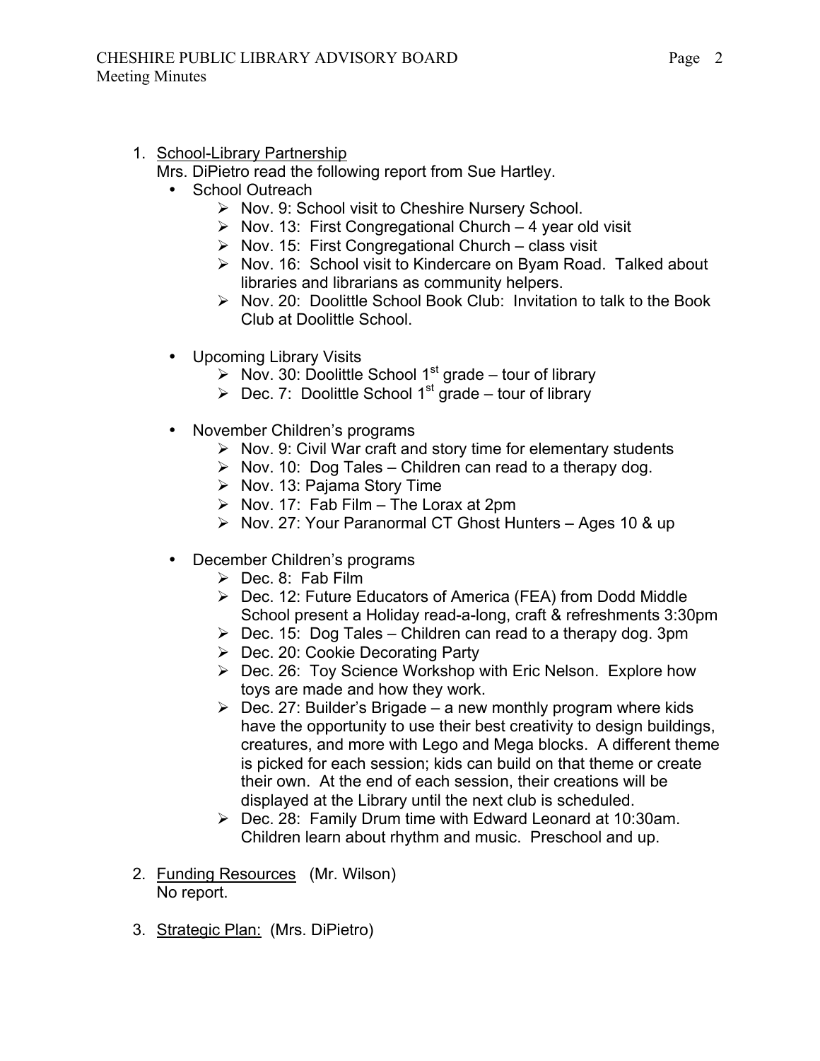1. School-Library Partnership
   Mrs. DiPietro read the following report from Sue Hartley.
   - School Outreach
     - Nov. 9: School visit to Cheshire Nursery School.
     - Nov. 13: First Congregational Church – 4 year old visit
     - Nov. 15: First Congregational Church – class visit
     - Nov. 16: School visit to Kindercare on Byam Road. Talked about libraries and librarians as community helpers.
     - Nov. 20: Doolittle School Book Club: Invitation to talk to the Book Club at Doolittle School.
   - Upcoming Library Visits
     - Nov. 30: Doolittle School 1st grade – tour of library
     - Dec. 7: Doolittle School 1st grade – tour of library
   - November Children's programs
     - Nov. 9: Civil War craft and story time for elementary students
     - Nov. 10: Dog Tales – Children can read to a therapy dog.
     - Nov. 13: Pajama Story Time
     - Nov. 17: Fab Film – The Lorax at 2pm
     - Nov. 27: Your Paranormal CT Ghost Hunters – Ages 10 & up
   - December Children's programs
     - Dec. 8: Fab Film
     - Dec. 12: Future Educators of America (FEA) from Dodd Middle School present a Holiday read-a-long, craft & refreshments 3:30pm
     - Dec. 15: Dog Tales – Children can read to a therapy dog. 3pm
     - Dec. 20: Cookie Decorating Party
     - Dec. 26: Toy Science Workshop with Eric Nelson. Explore how toys are made and how they work.
     - Dec. 27: Builder's Brigade – a new monthly program where kids have the opportunity to use their best creativity to design buildings, creatures, and more with Lego and Mega blocks. A different theme is picked for each session; kids can build on that theme or create their own. At the end of each session, their creations will be displayed at the Library until the next club is scheduled.
     - Dec. 28: Family Drum time with Edward Leonard at 10:30am. Children learn about rhythm and music. Preschool and up.

2. Funding Resources (Mr. Wilson)
   No report.

3. Strategic Plan: (Mrs. DiPietro)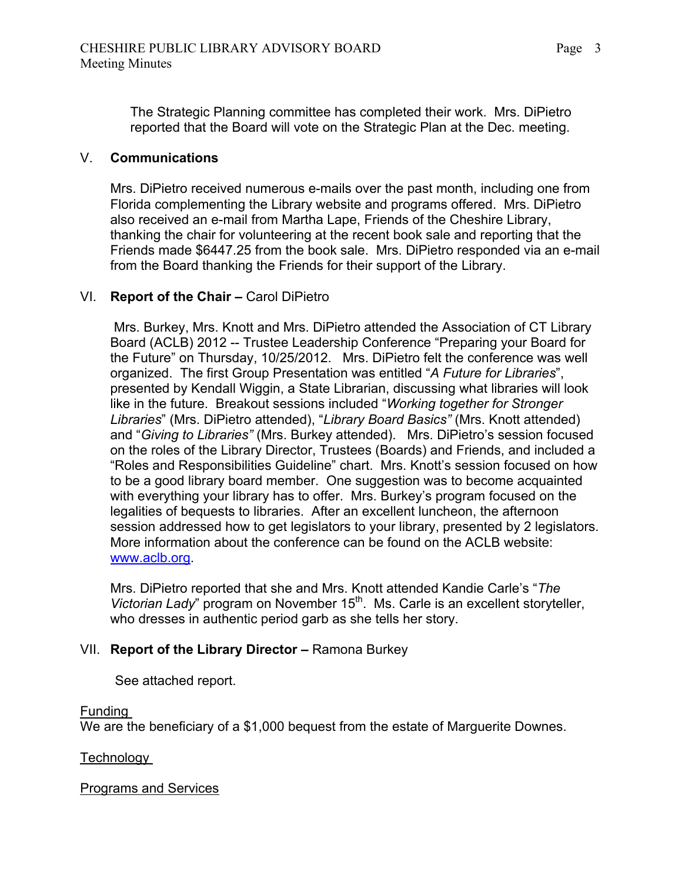The Strategic Planning committee has completed their work. Mrs. DiPietro reported that the Board will vote on the Strategic Plan at the Dec. meeting.

## V. **Communications**

Mrs. DiPietro received numerous e-mails over the past month, including one from Florida complementing the Library website and programs offered. Mrs. DiPietro also received an e-mail from Martha Lape, Friends of the Cheshire Library, thanking the chair for volunteering at the recent book sale and reporting that the Friends made $6447.25 from the book sale. Mrs. DiPietro responded via an e-mail from the Board thanking the Friends for their support of the Library.

## VI. **Report of the Chair –** Carol DiPietro

Mrs. Burkey, Mrs. Knott and Mrs. DiPietro attended the Association of CT Library Board (ACLB) 2012 -- Trustee Leadership Conference "Preparing your Board for the Future" on Thursday, 10/25/2012. Mrs. DiPietro felt the conference was well organized. The first Group Presentation was entitled "*A Future for Libraries*", presented by Kendall Wiggin, a State Librarian, discussing what libraries will look like in the future. Breakout sessions included "*Working together for Stronger Libraries*" (Mrs. DiPietro attended), "*Library Board Basics"* (Mrs. Knott attended) and "*Giving to Libraries"* (Mrs. Burkey attended). Mrs. DiPietro's session focused on the roles of the Library Director, Trustees (Boards) and Friends, and included a "Roles and Responsibilities Guideline" chart. Mrs. Knott's session focused on how to be a good library board member. One suggestion was to become acquainted with everything your library has to offer. Mrs. Burkey's program focused on the legalities of bequests to libraries. After an excellent luncheon, the afternoon session addressed how to get legislators to your library, presented by 2 legislators. More information about the conference can be found on the ACLB website: www.aclb.org.

Mrs. DiPietro reported that she and Mrs. Knott attended Kandie Carle's "*The Victorian Lady*" program on November 15th. Ms. Carle is an excellent storyteller, who dresses in authentic period garb as she tells her story.

## VII. **Report of the Library Director –** Ramona Burkey

See attached report.

Funding

We are the beneficiary of a $1,000 bequest from the estate of Marguerite Downes.

Technology

Programs and Services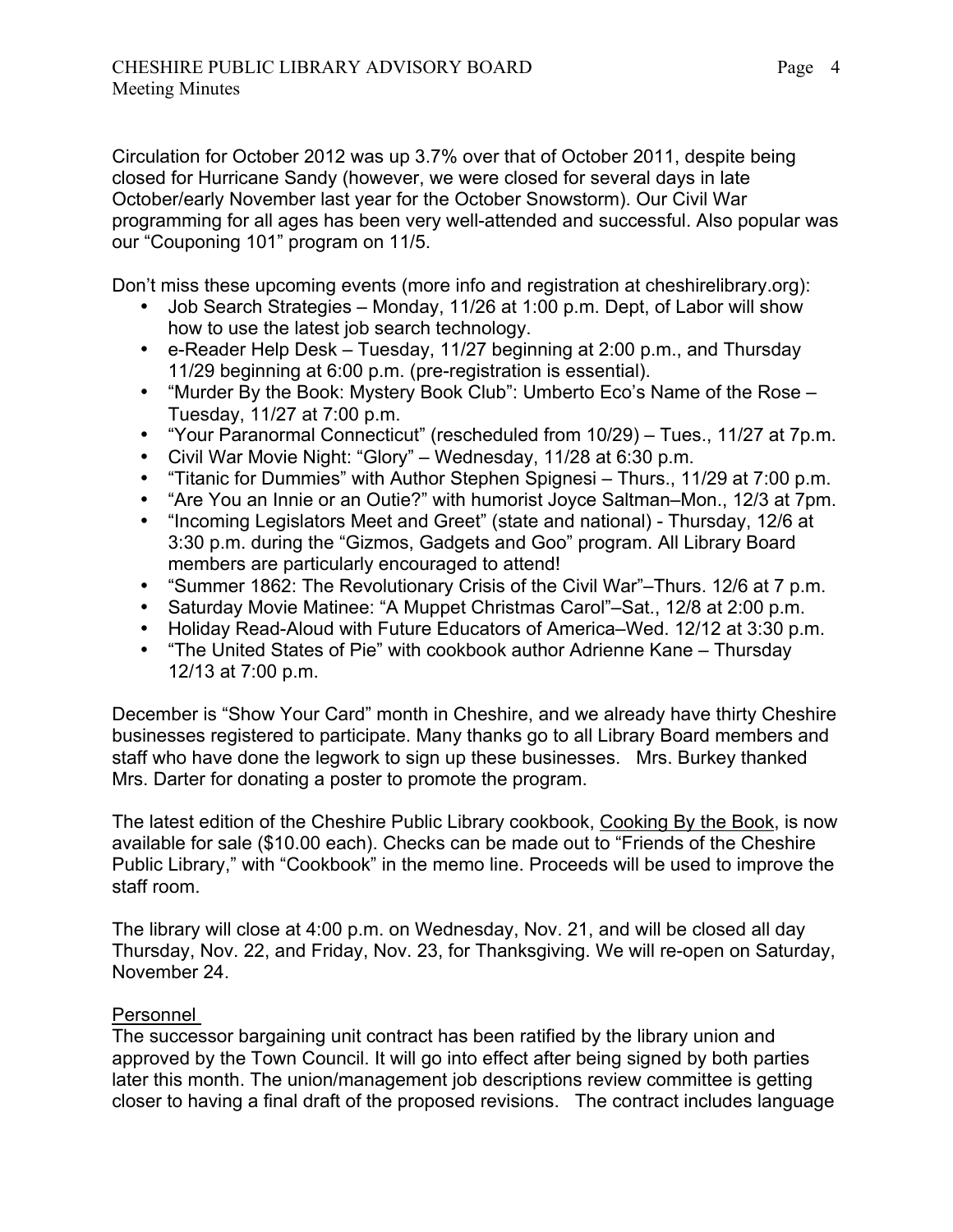Circulation for October 2012 was up 3.7% over that of October 2011, despite being closed for Hurricane Sandy (however, we were closed for several days in late October/early November last year for the October Snowstorm). Our Civil War programming for all ages has been very well-attended and successful. Also popular was our “Couponing 101” program on 11/5.

Don’t miss these upcoming events (more info and registration at cheshirelibrary.org):

- Job Search Strategies – Monday, 11/26 at 1:00 p.m. Dept, of Labor will show how to use the latest job search technology.
- e-Reader Help Desk – Tuesday, 11/27 beginning at 2:00 p.m., and Thursday 11/29 beginning at 6:00 p.m. (pre-registration is essential).
- “Murder By the Book: Mystery Book Club”: Umberto Eco’s Name of the Rose – Tuesday, 11/27 at 7:00 p.m.
- “Your Paranormal Connecticut” (rescheduled from 10/29) – Tues., 11/27 at 7p.m.
- Civil War Movie Night: “Glory” – Wednesday, 11/28 at 6:30 p.m.
- “Titanic for Dummies” with Author Stephen Spignesi – Thurs., 11/29 at 7:00 p.m.
- “Are You an Innie or an Outie?” with humorist Joyce Saltman–Mon., 12/3 at 7pm.
- “Incoming Legislators Meet and Greet” (state and national) - Thursday, 12/6 at 3:30 p.m. during the “Gizmos, Gadgets and Goo” program. All Library Board members are particularly encouraged to attend!
- “Summer 1862: The Revolutionary Crisis of the Civil War”–Thurs. 12/6 at 7 p.m.
- Saturday Movie Matinee: “A Muppet Christmas Carol”–Sat., 12/8 at 2:00 p.m.
- Holiday Read-Aloud with Future Educators of America–Wed. 12/12 at 3:30 p.m.
- “The United States of Pie” with cookbook author Adrienne Kane – Thursday 12/13 at 7:00 p.m.

December is “Show Your Card” month in Cheshire, and we already have thirty Cheshire businesses registered to participate. Many thanks go to all Library Board members and staff who have done the legwork to sign up these businesses. Mrs. Burkey thanked Mrs. Darter for donating a poster to promote the program.

The latest edition of the Cheshire Public Library cookbook, Cooking By the Book, is now available for sale ($10.00 each). Checks can be made out to “Friends of the Cheshire Public Library,” with “Cookbook” in the memo line. Proceeds will be used to improve the staff room.

The library will close at 4:00 p.m. on Wednesday, Nov. 21, and will be closed all day Thursday, Nov. 22, and Friday, Nov. 23, for Thanksgiving. We will re-open on Saturday, November 24.

## Personnel

The successor bargaining unit contract has been ratified by the library union and approved by the Town Council. It will go into effect after being signed by both parties later this month. The union/management job descriptions review committee is getting closer to having a final draft of the proposed revisions. The contract includes language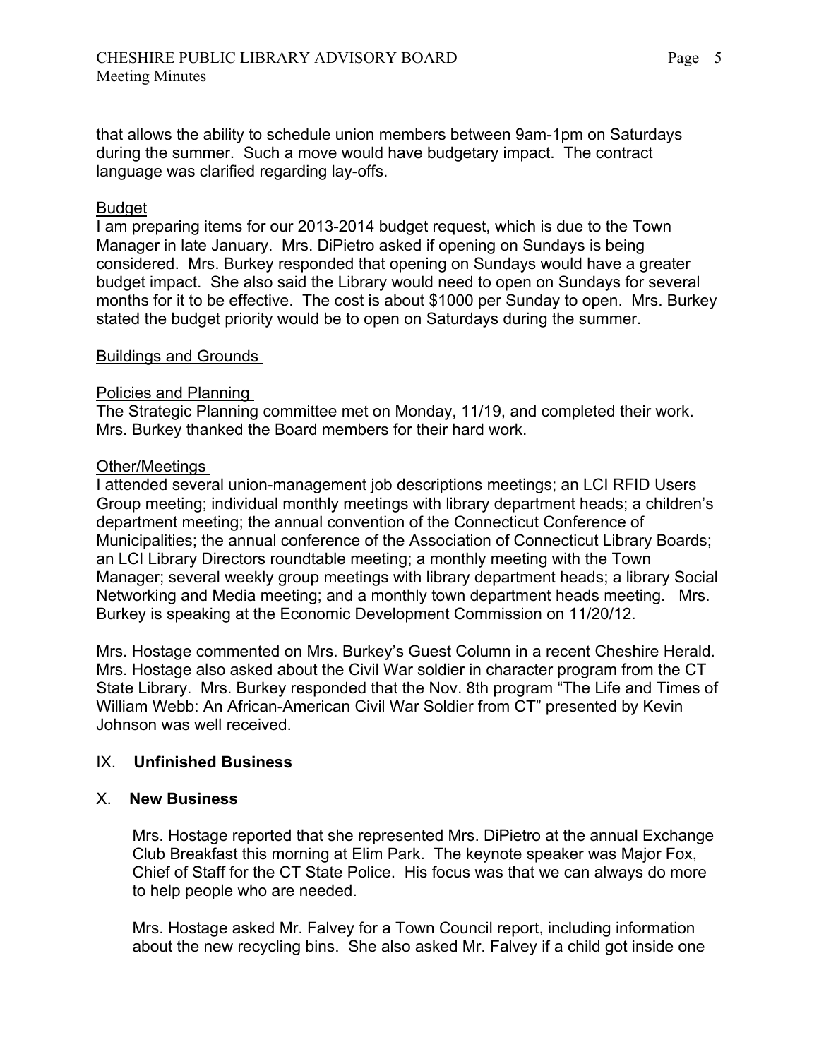that allows the ability to schedule union members between 9am-1pm on Saturdays during the summer. Such a move would have budgetary impact. The contract language was clarified regarding lay-offs.

Budget

I am preparing items for our 2013-2014 budget request, which is due to the Town Manager in late January. Mrs. DiPietro asked if opening on Sundays is being considered. Mrs. Burkey responded that opening on Sundays would have a greater budget impact. She also said the Library would need to open on Sundays for several months for it to be effective. The cost is about $1000 per Sunday to open. Mrs. Burkey stated the budget priority would be to open on Saturdays during the summer.

Buildings and Grounds

Policies and Planning

The Strategic Planning committee met on Monday, 11/19, and completed their work. Mrs. Burkey thanked the Board members for their hard work.

Other/Meetings

I attended several union-management job descriptions meetings; an LCI RFID Users Group meeting; individual monthly meetings with library department heads; a children's department meeting; the annual convention of the Connecticut Conference of Municipalities; the annual conference of the Association of Connecticut Library Boards; an LCI Library Directors roundtable meeting; a monthly meeting with the Town Manager; several weekly group meetings with library department heads; a library Social Networking and Media meeting; and a monthly town department heads meeting. Mrs. Burkey is speaking at the Economic Development Commission on 11/20/12.

Mrs. Hostage commented on Mrs. Burkey's Guest Column in a recent Cheshire Herald. Mrs. Hostage also asked about the Civil War soldier in character program from the CT State Library. Mrs. Burkey responded that the Nov. 8th program "The Life and Times of William Webb: An African-American Civil War Soldier from CT" presented by Kevin Johnson was well received.

IX. **Unfinished Business**

X. **New Business**

Mrs. Hostage reported that she represented Mrs. DiPietro at the annual Exchange Club Breakfast this morning at Elim Park. The keynote speaker was Major Fox, Chief of Staff for the CT State Police. His focus was that we can always do more to help people who are needed.

Mrs. Hostage asked Mr. Falvey for a Town Council report, including information about the new recycling bins. She also asked Mr. Falvey if a child got inside one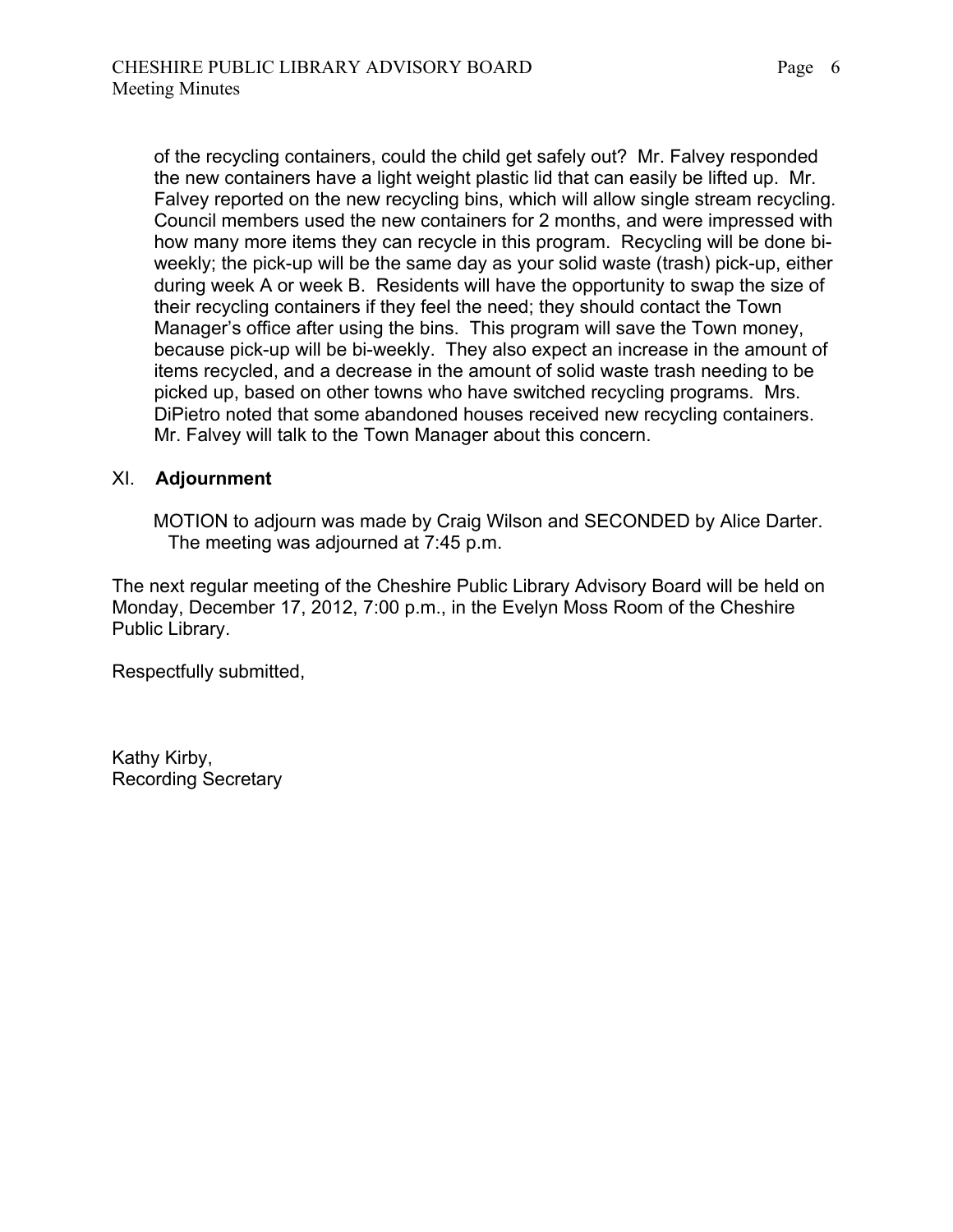of the recycling containers, could the child get safely out? Mr. Falvey responded the new containers have a light weight plastic lid that can easily be lifted up. Mr. Falvey reported on the new recycling bins, which will allow single stream recycling. Council members used the new containers for 2 months, and were impressed with how many more items they can recycle in this program. Recycling will be done bi-weekly; the pick-up will be the same day as your solid waste (trash) pick-up, either during week A or week B. Residents will have the opportunity to swap the size of their recycling containers if they feel the need; they should contact the Town Manager's office after using the bins. This program will save the Town money, because pick-up will be bi-weekly. They also expect an increase in the amount of items recycled, and a decrease in the amount of solid waste trash needing to be picked up, based on other towns who have switched recycling programs. Mrs. DiPietro noted that some abandoned houses received new recycling containers. Mr. Falvey will talk to the Town Manager about this concern.

## XI. Adjournment

MOTION to adjourn was made by Craig Wilson and SECONDED by Alice Darter. The meeting was adjourned at 7:45 p.m.

The next regular meeting of the Cheshire Public Library Advisory Board will be held on Monday, December 17, 2012, 7:00 p.m., in the Evelyn Moss Room of the Cheshire Public Library.

Respectfully submitted,

Kathy Kirby,
Recording Secretary